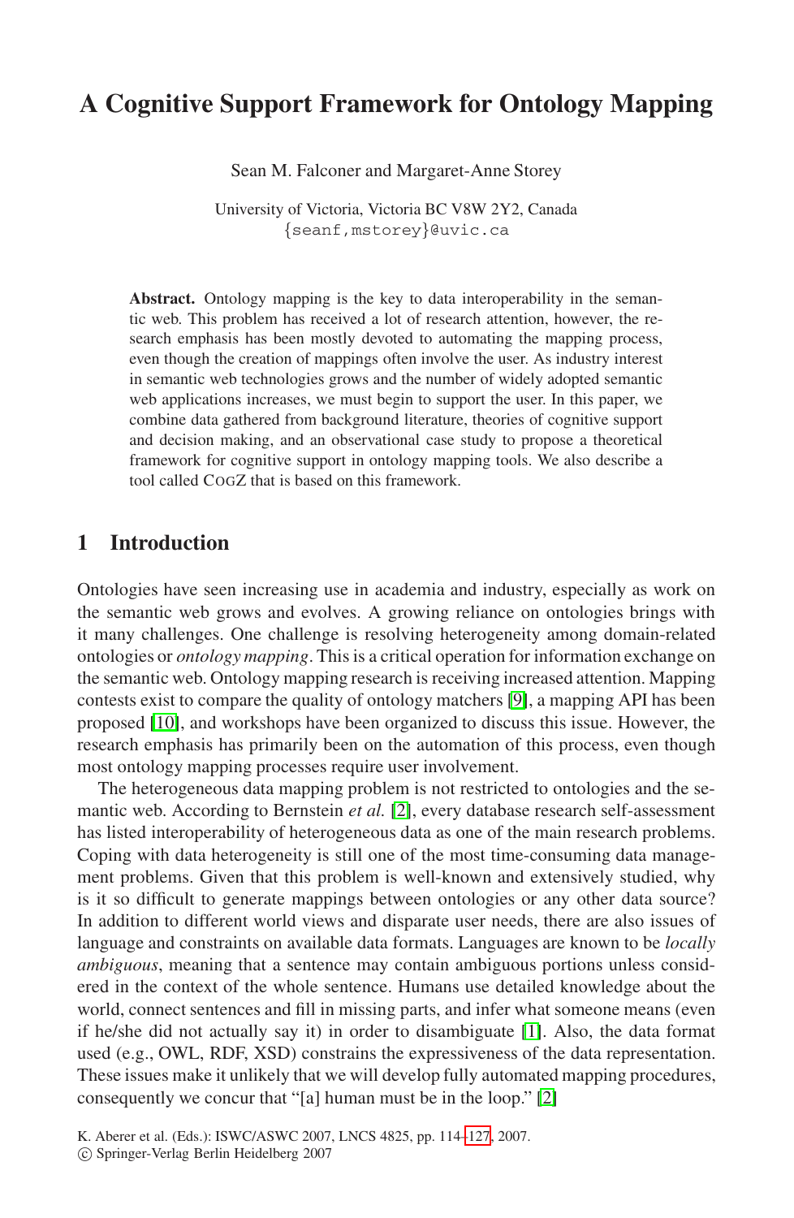# A Cognitive Support Framework for Ontology Mapping

Sean M. Falconer and Margaret-Anne Storey

University of Victoria, Victoria BC V8W 2Y2, Canada
{seanf,mstorey}@uvic.ca

**Abstract.** Ontology mapping is the key to data interoperability in the semantic web. This problem has received a lot of research attention, however, the research emphasis has been mostly devoted to automating the mapping process, even though the creation of mappings often involve the user. As industry interest in semantic web technologies grows and the number of widely adopted semantic web applications increases, we must begin to support the user. In this paper, we combine data gathered from background literature, theories of cognitive support and decision making, and an observational case study to propose a theoretical framework for cognitive support in ontology mapping tools. We also describe a tool called COGZ that is based on this framework.

## 1 Introduction

Ontologies have seen increasing use in academia and industry, especially as work on the semantic web grows and evolves. A growing reliance on ontologies brings with it many challenges. One challenge is resolving heterogeneity among domain-related ontologies or *ontology mapping*. This is a critical operation for information exchange on the semantic web. Ontology mapping research is receiving increased attention. Mapping contests exist to compare the quality of ontology matchers [9], a mapping API has been proposed [10], and workshops have been organized to discuss this issue. However, the research emphasis has primarily been on the automation of this process, even though most ontology mapping processes require user involvement.

The heterogeneous data mapping problem is not restricted to ontologies and the semantic web. According to Bernstein *et al.* [2], every database research self-assessment has listed interoperability of heterogeneous data as one of the main research problems. Coping with data heterogeneity is still one of the most time-consuming data management problems. Given that this problem is well-known and extensively studied, why is it so difficult to generate mappings between ontologies or any other data source? In addition to different world views and disparate user needs, there are also issues of language and constraints on available data formats. Languages are known to be *locally ambiguous*, meaning that a sentence may contain ambiguous portions unless considered in the context of the whole sentence. Humans use detailed knowledge about the world, connect sentences and fill in missing parts, and infer what someone means (even if he/she did not actually say it) in order to disambiguate [1]. Also, the data format used (e.g., OWL, RDF, XSD) constrains the expressiveness of the data representation. These issues make it unlikely that we will develop fully automated mapping procedures, consequently we concur that "[a] human must be in the loop." [2]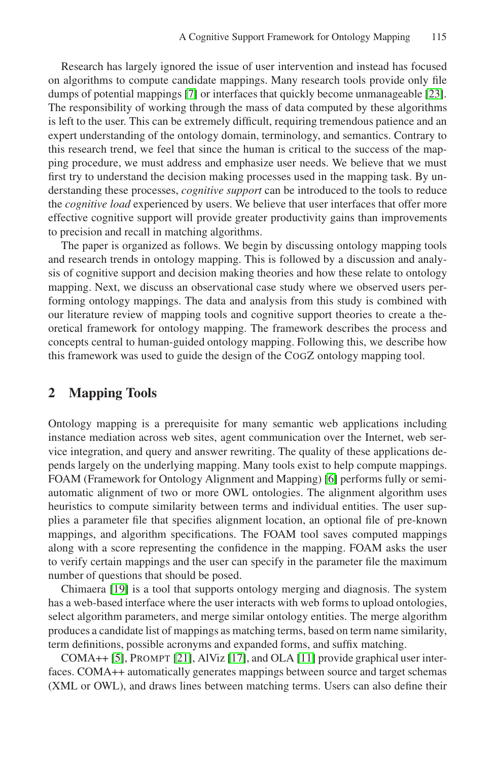Research has largely ignored the issue of user intervention and instead has focused on algorithms to compute candidate mappings. Many research tools provide only file dumps of potential mappings [7] or interfaces that quickly become unmanageable [23]. The responsibility of working through the mass of data computed by these algorithms is left to the user. This can be extremely difficult, requiring tremendous patience and an expert understanding of the ontology domain, terminology, and semantics. Contrary to this research trend, we feel that since the human is critical to the success of the mapping procedure, we must address and emphasize user needs. We believe that we must first try to understand the decision making processes used in the mapping task. By understanding these processes, *cognitive support* can be introduced to the tools to reduce the *cognitive load* experienced by users. We believe that user interfaces that offer more effective cognitive support will provide greater productivity gains than improvements to precision and recall in matching algorithms.

The paper is organized as follows. We begin by discussing ontology mapping tools and research trends in ontology mapping. This is followed by a discussion and analysis of cognitive support and decision making theories and how these relate to ontology mapping. Next, we discuss an observational case study where we observed users performing ontology mappings. The data and analysis from this study is combined with our literature review of mapping tools and cognitive support theories to create a theoretical framework for ontology mapping. The framework describes the process and concepts central to human-guided ontology mapping. Following this, we describe how this framework was used to guide the design of the CogZ ontology mapping tool.

## 2 Mapping Tools

Ontology mapping is a prerequisite for many semantic web applications including instance mediation across web sites, agent communication over the Internet, web service integration, and query and answer rewriting. The quality of these applications depends largely on the underlying mapping. Many tools exist to help compute mappings. FOAM (Framework for Ontology Alignment and Mapping) [6] performs fully or semi-automatic alignment of two or more OWL ontologies. The alignment algorithm uses heuristics to compute similarity between terms and individual entities. The user supplies a parameter file that specifies alignment location, an optional file of pre-known mappings, and algorithm specifications. The FOAM tool saves computed mappings along with a score representing the confidence in the mapping. FOAM asks the user to verify certain mappings and the user can specify in the parameter file the maximum number of questions that should be posed.

Chimaera [19] is a tool that supports ontology merging and diagnosis. The system has a web-based interface where the user interacts with web forms to upload ontologies, select algorithm parameters, and merge similar ontology entities. The merge algorithm produces a candidate list of mappings as matching terms, based on term name similarity, term definitions, possible acronyms and expanded forms, and suffix matching.

COMA++ [5], Prompt [21], AlViz [17], and OLA [11] provide graphical user interfaces. COMA++ automatically generates mappings between source and target schemas (XML or OWL), and draws lines between matching terms. Users can also define their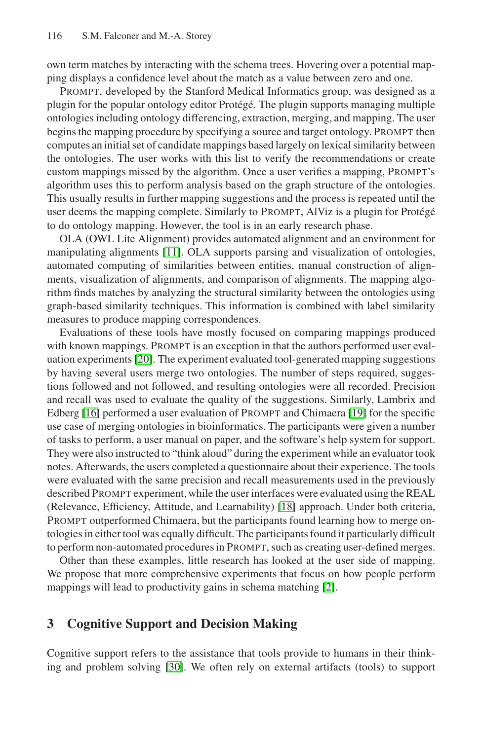own term matches by interacting with the schema trees. Hovering over a potential mapping displays a confidence level about the match as a value between zero and one.

PROMPT, developed by the Stanford Medical Informatics group, was designed as a plugin for the popular ontology editor Protégé. The plugin supports managing multiple ontologies including ontology differencing, extraction, merging, and mapping. The user begins the mapping procedure by specifying a source and target ontology. PROMPT then computes an initial set of candidate mappings based largely on lexical similarity between the ontologies. The user works with this list to verify the recommendations or create custom mappings missed by the algorithm. Once a user verifies a mapping, PROMPT's algorithm uses this to perform analysis based on the graph structure of the ontologies. This usually results in further mapping suggestions and the process is repeated until the user deems the mapping complete. Similarly to PROMPT, AlViz is a plugin for Protégé to do ontology mapping. However, the tool is in an early research phase.

OLA (OWL Lite Alignment) provides automated alignment and an environment for manipulating alignments [11]. OLA supports parsing and visualization of ontologies, automated computing of similarities between entities, manual construction of alignments, visualization of alignments, and comparison of alignments. The mapping algorithm finds matches by analyzing the structural similarity between the ontologies using graph-based similarity techniques. This information is combined with label similarity measures to produce mapping correspondences.

Evaluations of these tools have mostly focused on comparing mappings produced with known mappings. PROMPT is an exception in that the authors performed user evaluation experiments [20]. The experiment evaluated tool-generated mapping suggestions by having several users merge two ontologies. The number of steps required, suggestions followed and not followed, and resulting ontologies were all recorded. Precision and recall was used to evaluate the quality of the suggestions. Similarly, Lambrix and Edberg [16] performed a user evaluation of PROMPT and Chimaera [19] for the specific use case of merging ontologies in bioinformatics. The participants were given a number of tasks to perform, a user manual on paper, and the software's help system for support. They were also instructed to "think aloud" during the experiment while an evaluator took notes. Afterwards, the users completed a questionnaire about their experience. The tools were evaluated with the same precision and recall measurements used in the previously described PROMPT experiment, while the user interfaces were evaluated using the REAL (Relevance, Efficiency, Attitude, and Learnability) [18] approach. Under both criteria, PROMPT outperformed Chimaera, but the participants found learning how to merge ontologies in either tool was equally difficult. The participants found it particularly difficult to perform non-automated procedures in PROMPT, such as creating user-defined merges.

Other than these examples, little research has looked at the user side of mapping. We propose that more comprehensive experiments that focus on how people perform mappings will lead to productivity gains in schema matching [2].

## 3 Cognitive Support and Decision Making

Cognitive support refers to the assistance that tools provide to humans in their thinking and problem solving [30]. We often rely on external artifacts (tools) to support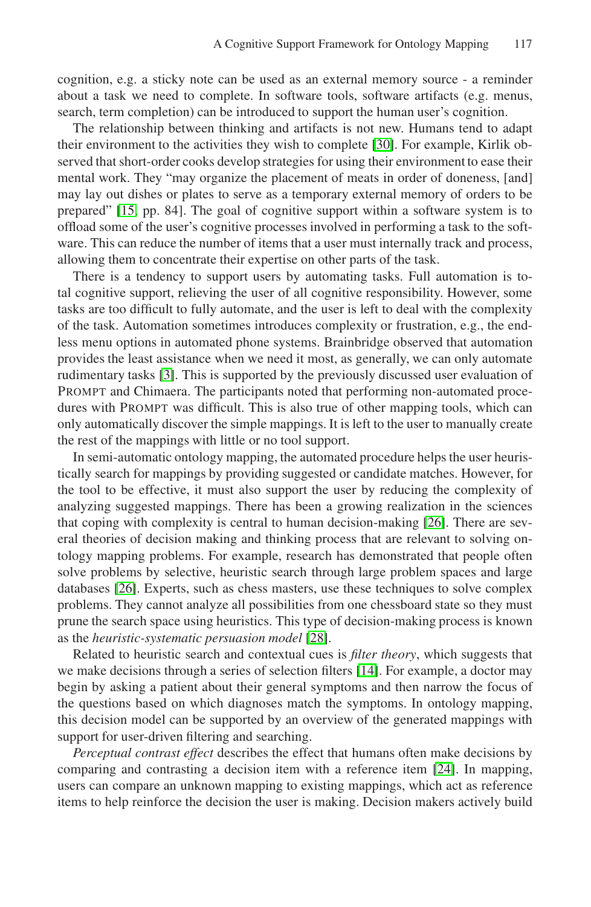cognition, e.g. a sticky note can be used as an external memory source - a reminder about a task we need to complete. In software tools, software artifacts (e.g. menus, search, term completion) can be introduced to support the human user's cognition.

The relationship between thinking and artifacts is not new. Humans tend to adapt their environment to the activities they wish to complete [30]. For example, Kirlik observed that short-order cooks develop strategies for using their environment to ease their mental work. They "may organize the placement of meats in order of doneness, [and] may lay out dishes or plates to serve as a temporary external memory of orders to be prepared" [15, pp. 84]. The goal of cognitive support within a software system is to offload some of the user's cognitive processes involved in performing a task to the software. This can reduce the number of items that a user must internally track and process, allowing them to concentrate their expertise on other parts of the task.

There is a tendency to support users by automating tasks. Full automation is total cognitive support, relieving the user of all cognitive responsibility. However, some tasks are too difficult to fully automate, and the user is left to deal with the complexity of the task. Automation sometimes introduces complexity or frustration, e.g., the endless menu options in automated phone systems. Brainbridge observed that automation provides the least assistance when we need it most, as generally, we can only automate rudimentary tasks [3]. This is supported by the previously discussed user evaluation of PROMPT and Chimaera. The participants noted that performing non-automated procedures with PROMPT was difficult. This is also true of other mapping tools, which can only automatically discover the simple mappings. It is left to the user to manually create the rest of the mappings with little or no tool support.

In semi-automatic ontology mapping, the automated procedure helps the user heuristically search for mappings by providing suggested or candidate matches. However, for the tool to be effective, it must also support the user by reducing the complexity of analyzing suggested mappings. There has been a growing realization in the sciences that coping with complexity is central to human decision-making [26]. There are several theories of decision making and thinking process that are relevant to solving ontology mapping problems. For example, research has demonstrated that people often solve problems by selective, heuristic search through large problem spaces and large databases [26]. Experts, such as chess masters, use these techniques to solve complex problems. They cannot analyze all possibilities from one chessboard state so they must prune the search space using heuristics. This type of decision-making process is known as the *heuristic-systematic persuasion model* [28].

Related to heuristic search and contextual cues is *filter theory*, which suggests that we make decisions through a series of selection filters [14]. For example, a doctor may begin by asking a patient about their general symptoms and then narrow the focus of the questions based on which diagnoses match the symptoms. In ontology mapping, this decision model can be supported by an overview of the generated mappings with support for user-driven filtering and searching.

*Perceptual contrast effect* describes the effect that humans often make decisions by comparing and contrasting a decision item with a reference item [24]. In mapping, users can compare an unknown mapping to existing mappings, which act as reference items to help reinforce the decision the user is making. Decision makers actively build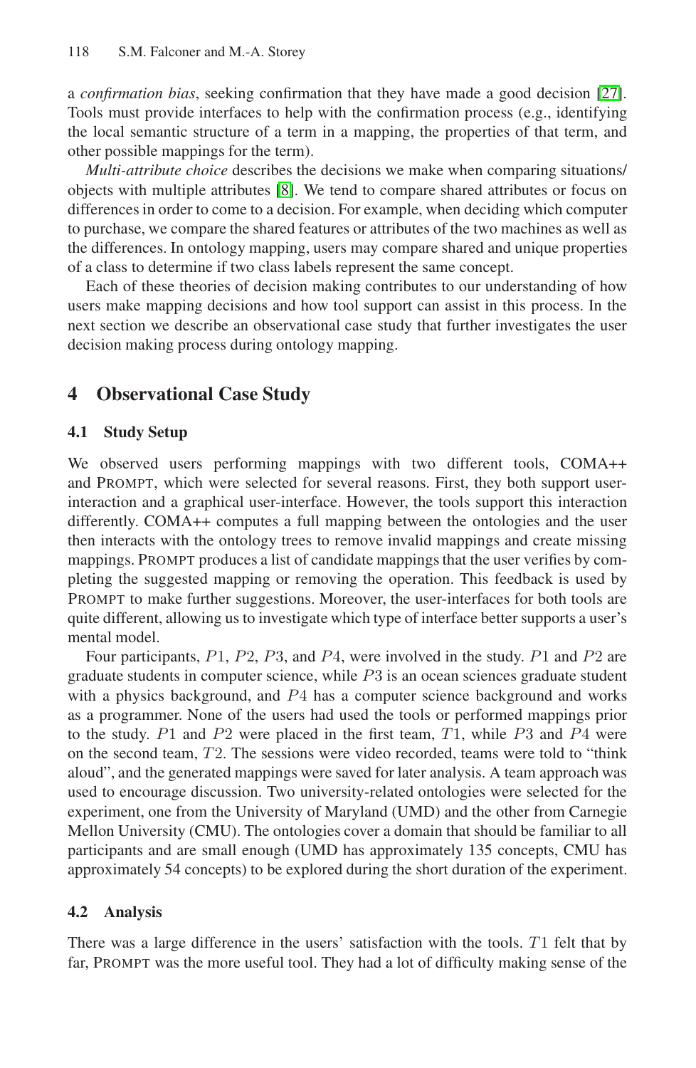a *confirmation bias*, seeking confirmation that they have made a good decision [27]. Tools must provide interfaces to help with the confirmation process (e.g., identifying the local semantic structure of a term in a mapping, the properties of that term, and other possible mappings for the term).

*Multi-attribute choice* describes the decisions we make when comparing situations/objects with multiple attributes [8]. We tend to compare shared attributes or focus on differences in order to come to a decision. For example, when deciding which computer to purchase, we compare the shared features or attributes of the two machines as well as the differences. In ontology mapping, users may compare shared and unique properties of a class to determine if two class labels represent the same concept.

Each of these theories of decision making contributes to our understanding of how users make mapping decisions and how tool support can assist in this process. In the next section we describe an observational case study that further investigates the user decision making process during ontology mapping.

## 4 Observational Case Study

### 4.1 Study Setup

We observed users performing mappings with two different tools, COMA++ and PROMPT, which were selected for several reasons. First, they both support user-interaction and a graphical user-interface. However, the tools support this interaction differently. COMA++ computes a full mapping between the ontologies and the user then interacts with the ontology trees to remove invalid mappings and create missing mappings. PROMPT produces a list of candidate mappings that the user verifies by completing the suggested mapping or removing the operation. This feedback is used by PROMPT to make further suggestions. Moreover, the user-interfaces for both tools are quite different, allowing us to investigate which type of interface better supports a user's mental model.

Four participants, $P1$, $P2$, $P3$, and $P4$, were involved in the study. $P1$ and $P2$ are graduate students in computer science, while $P3$ is an ocean sciences graduate student with a physics background, and $P4$ has a computer science background and works as a programmer. None of the users had used the tools or performed mappings prior to the study. $P1$ and $P2$ were placed in the first team, $T1$, while $P3$ and $P4$ were on the second team, $T2$. The sessions were video recorded, teams were told to "think aloud", and the generated mappings were saved for later analysis. A team approach was used to encourage discussion. Two university-related ontologies were selected for the experiment, one from the University of Maryland (UMD) and the other from Carnegie Mellon University (CMU). The ontologies cover a domain that should be familiar to all participants and are small enough (UMD has approximately 135 concepts, CMU has approximately 54 concepts) to be explored during the short duration of the experiment.

### 4.2 Analysis

There was a large difference in the users' satisfaction with the tools. $T1$ felt that by far, PROMPT was the more useful tool. They had a lot of difficulty making sense of the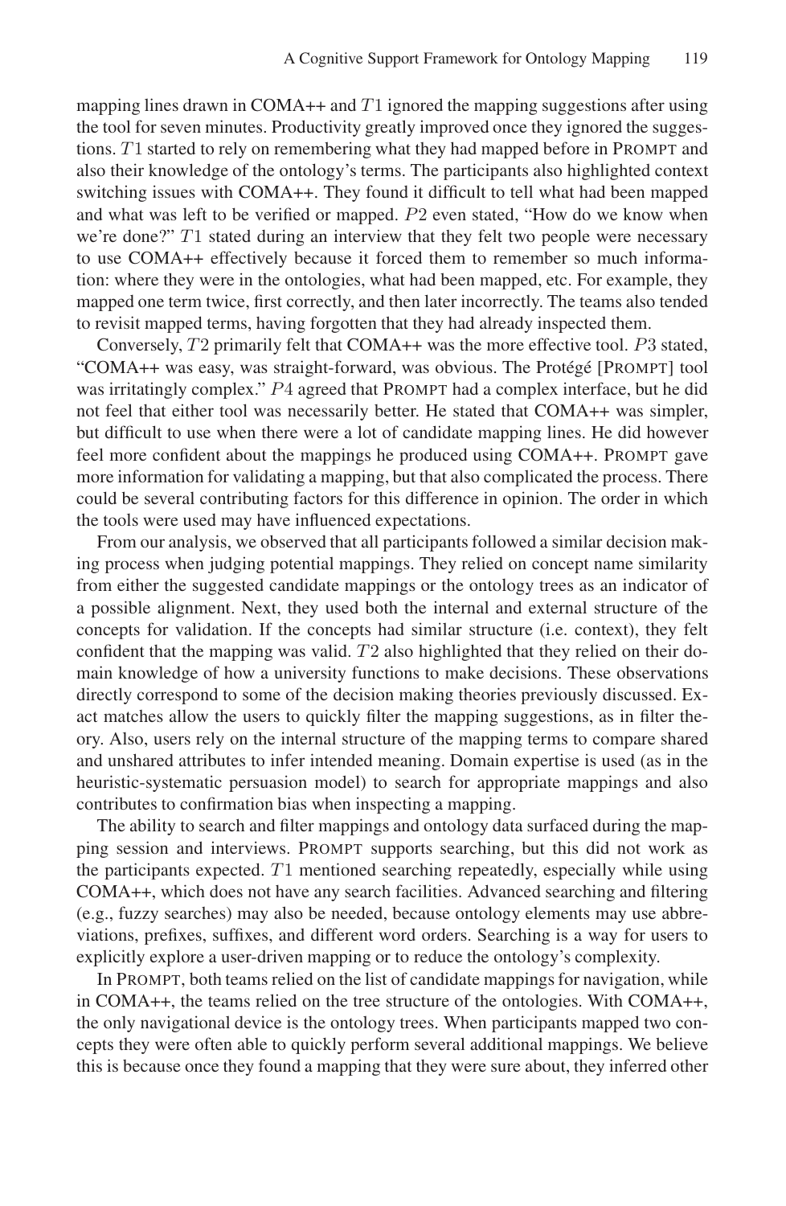mapping lines drawn in COMA++ and $T1$ ignored the mapping suggestions after using the tool for seven minutes. Productivity greatly improved once they ignored the suggestions. $T1$ started to rely on remembering what they had mapped before in PROMPT and also their knowledge of the ontology's terms. The participants also highlighted context switching issues with COMA++. They found it difficult to tell what had been mapped and what was left to be verified or mapped. $P2$ even stated, "How do we know when we're done?" $T1$ stated during an interview that they felt two people were necessary to use COMA++ effectively because it forced them to remember so much information: where they were in the ontologies, what had been mapped, etc. For example, they mapped one term twice, first correctly, and then later incorrectly. The teams also tended to revisit mapped terms, having forgotten that they had already inspected them.

Conversely, $T2$ primarily felt that COMA++ was the more effective tool. $P3$ stated, "COMA++ was easy, was straight-forward, was obvious. The Protégé [PROMPT] tool was irritatingly complex." $P4$ agreed that PROMPT had a complex interface, but he did not feel that either tool was necessarily better. He stated that COMA++ was simpler, but difficult to use when there were a lot of candidate mapping lines. He did however feel more confident about the mappings he produced using COMA++. PROMPT gave more information for validating a mapping, but that also complicated the process. There could be several contributing factors for this difference in opinion. The order in which the tools were used may have influenced expectations.

From our analysis, we observed that all participants followed a similar decision making process when judging potential mappings. They relied on concept name similarity from either the suggested candidate mappings or the ontology trees as an indicator of a possible alignment. Next, they used both the internal and external structure of the concepts for validation. If the concepts had similar structure (i.e. context), they felt confident that the mapping was valid. $T2$ also highlighted that they relied on their domain knowledge of how a university functions to make decisions. These observations directly correspond to some of the decision making theories previously discussed. Exact matches allow the users to quickly filter the mapping suggestions, as in filter theory. Also, users rely on the internal structure of the mapping terms to compare shared and unshared attributes to infer intended meaning. Domain expertise is used (as in the heuristic-systematic persuasion model) to search for appropriate mappings and also contributes to confirmation bias when inspecting a mapping.

The ability to search and filter mappings and ontology data surfaced during the mapping session and interviews. PROMPT supports searching, but this did not work as the participants expected. $T1$ mentioned searching repeatedly, especially while using COMA++, which does not have any search facilities. Advanced searching and filtering (e.g., fuzzy searches) may also be needed, because ontology elements may use abbreviations, prefixes, suffixes, and different word orders. Searching is a way for users to explicitly explore a user-driven mapping or to reduce the ontology's complexity.

In PROMPT, both teams relied on the list of candidate mappings for navigation, while in COMA++, the teams relied on the tree structure of the ontologies. With COMA++, the only navigational device is the ontology trees. When participants mapped two concepts they were often able to quickly perform several additional mappings. We believe this is because once they found a mapping that they were sure about, they inferred other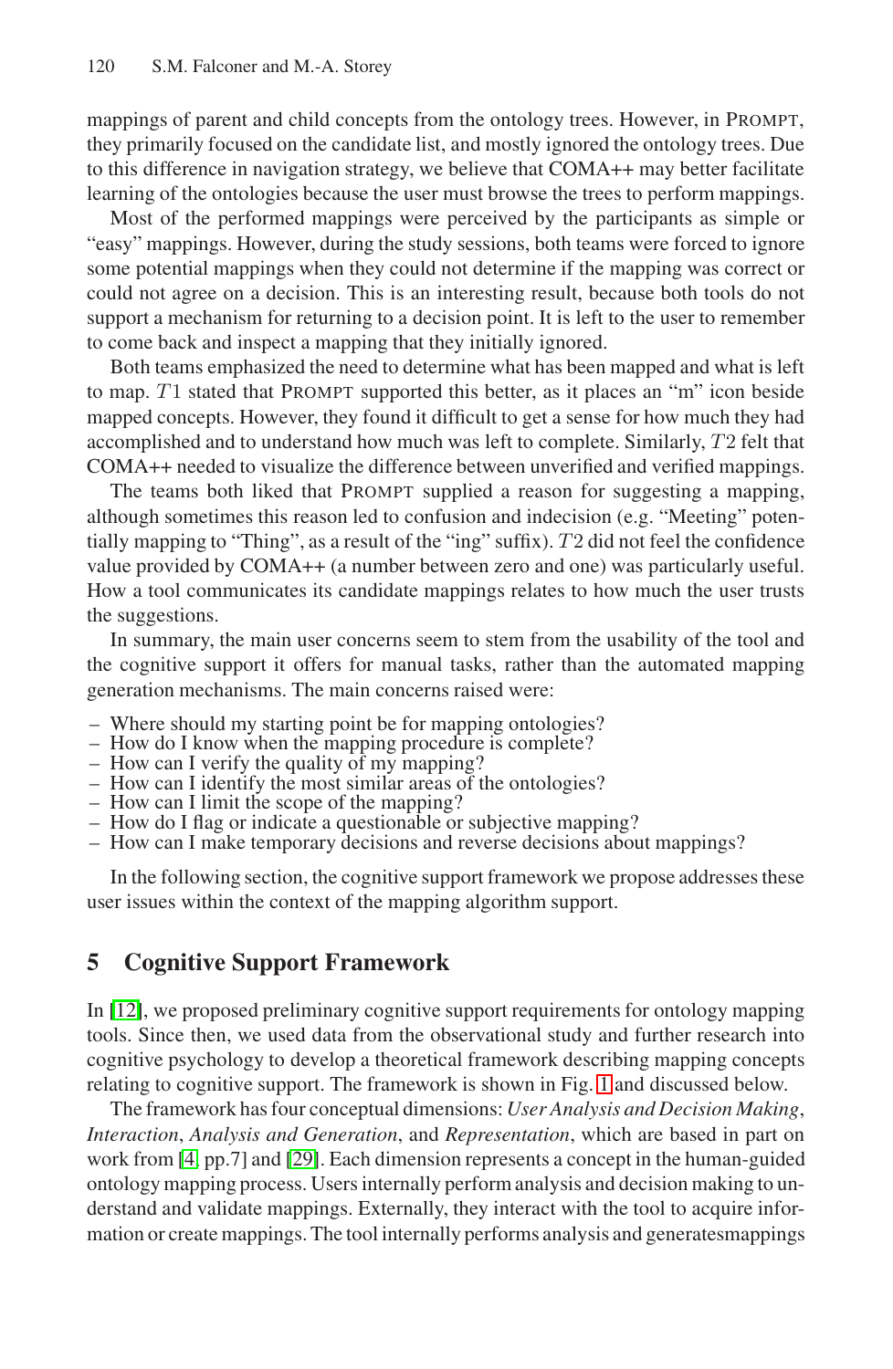mappings of parent and child concepts from the ontology trees. However, in PROMPT, they primarily focused on the candidate list, and mostly ignored the ontology trees. Due to this difference in navigation strategy, we believe that COMA++ may better facilitate learning of the ontologies because the user must browse the trees to perform mappings.

Most of the performed mappings were perceived by the participants as simple or "easy" mappings. However, during the study sessions, both teams were forced to ignore some potential mappings when they could not determine if the mapping was correct or could not agree on a decision. This is an interesting result, because both tools do not support a mechanism for returning to a decision point. It is left to the user to remember to come back and inspect a mapping that they initially ignored.

Both teams emphasized the need to determine what has been mapped and what is left to map. $T1$ stated that PROMPT supported this better, as it places an "m" icon beside mapped concepts. However, they found it difficult to get a sense for how much they had accomplished and to understand how much was left to complete. Similarly, $T2$ felt that COMA++ needed to visualize the difference between unverified and verified mappings.

The teams both liked that PROMPT supplied a reason for suggesting a mapping, although sometimes this reason led to confusion and indecision (e.g. "Meeting" potentially mapping to "Thing", as a result of the "ing" suffix). $T2$ did not feel the confidence value provided by COMA++ (a number between zero and one) was particularly useful. How a tool communicates its candidate mappings relates to how much the user trusts the suggestions.

In summary, the main user concerns seem to stem from the usability of the tool and the cognitive support it offers for manual tasks, rather than the automated mapping generation mechanisms. The main concerns raised were:

- Where should my starting point be for mapping ontologies?
- How do I know when the mapping procedure is complete?
- How can I verify the quality of my mapping?
- How can I identify the most similar areas of the ontologies?
- How can I limit the scope of the mapping?
- How do I flag or indicate a questionable or subjective mapping?
- How can I make temporary decisions and reverse decisions about mappings?

In the following section, the cognitive support framework we propose addresses these user issues within the context of the mapping algorithm support.

## 5 Cognitive Support Framework

In [12], we proposed preliminary cognitive support requirements for ontology mapping tools. Since then, we used data from the observational study and further research into cognitive psychology to develop a theoretical framework describing mapping concepts relating to cognitive support. The framework is shown in Fig. 1 and discussed below.

The framework has four conceptual dimensions: *User Analysis and Decision Making*, *Interaction*, *Analysis and Generation*, and *Representation*, which are based in part on work from [4, pp.7] and [29]. Each dimension represents a concept in the human-guided ontology mapping process. Users internally perform analysis and decision making to understand and validate mappings. Externally, they interact with the tool to acquire information or create mappings. The tool internally performs analysis and generatesmappings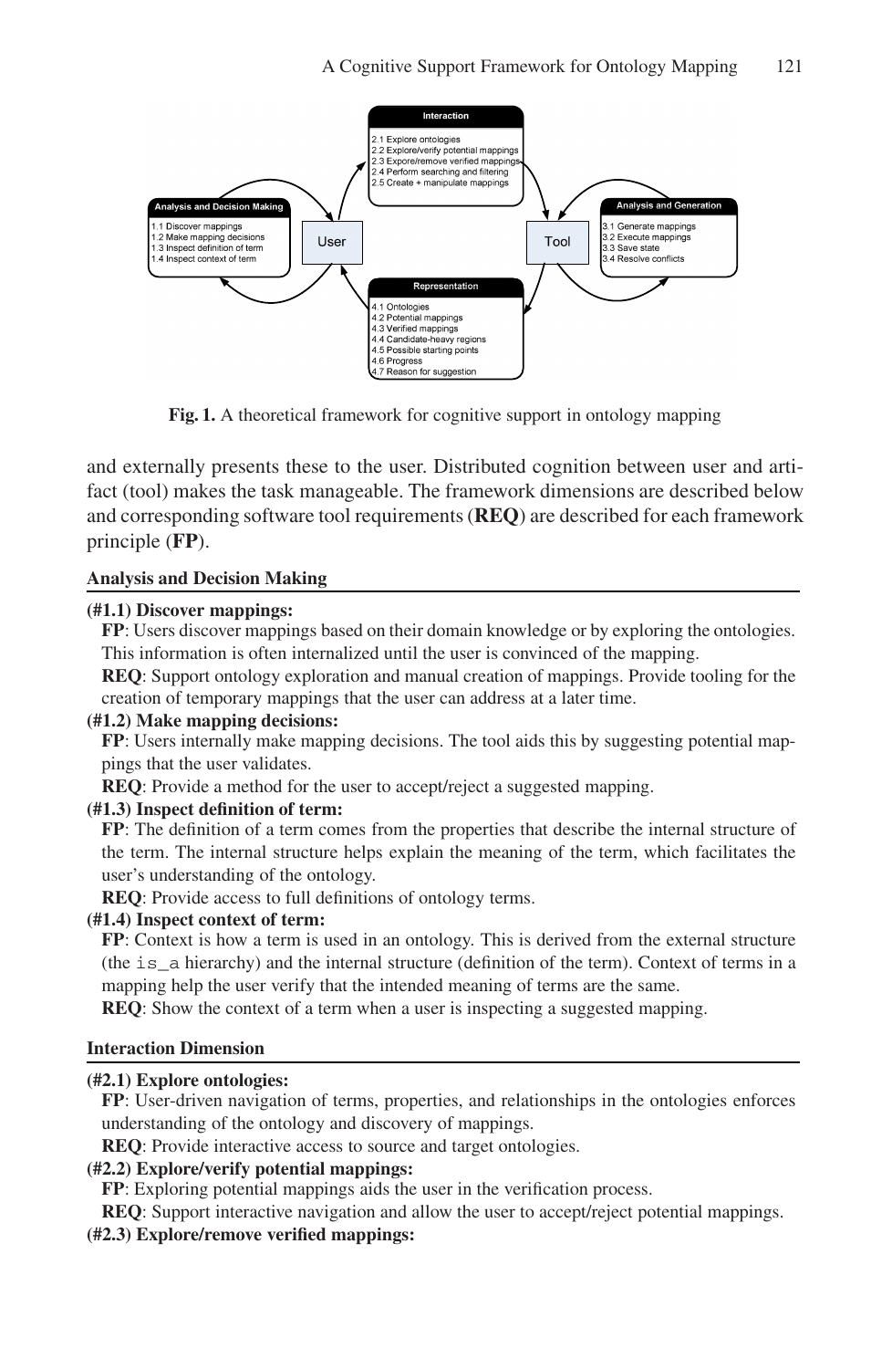**Fig. 1.** A theoretical framework for cognitive support in ontology mapping

and externally presents these to the user. Distributed cognition between user and artifact (tool) makes the task manageable. The framework dimensions are described below and corresponding software tool requirements (**REQ**) are described for each framework principle (**FP**).

**Analysis and Decision Making**

**(#1.1) Discover mappings:**

**FP**: Users discover mappings based on their domain knowledge or by exploring the ontologies. This information is often internalized until the user is convinced of the mapping.

**REQ**: Support ontology exploration and manual creation of mappings. Provide tooling for the creation of temporary mappings that the user can address at a later time.

**(#1.2) Make mapping decisions:**

**FP**: Users internally make mapping decisions. The tool aids this by suggesting potential mappings that the user validates.

**REQ**: Provide a method for the user to accept/reject a suggested mapping.

**(#1.3) Inspect definition of term:**

**FP**: The definition of a term comes from the properties that describe the internal structure of the term. The internal structure helps explain the meaning of the term, which facilitates the user's understanding of the ontology.

**REQ**: Provide access to full definitions of ontology terms.

**(#1.4) Inspect context of term:**

**FP**: Context is how a term is used in an ontology. This is derived from the external structure (the `is_a` hierarchy) and the internal structure (definition of the term). Context of terms in a mapping help the user verify that the intended meaning of terms are the same.

**REQ**: Show the context of a term when a user is inspecting a suggested mapping.

**Interaction Dimension**

**(#2.1) Explore ontologies:**

**FP**: User-driven navigation of terms, properties, and relationships in the ontologies enforces understanding of the ontology and discovery of mappings.

**REQ**: Provide interactive access to source and target ontologies.

**(#2.2) Explore/verify potential mappings:**

**FP**: Exploring potential mappings aids the user in the verification process.

**REQ**: Support interactive navigation and allow the user to accept/reject potential mappings.

**(#2.3) Explore/remove verified mappings:**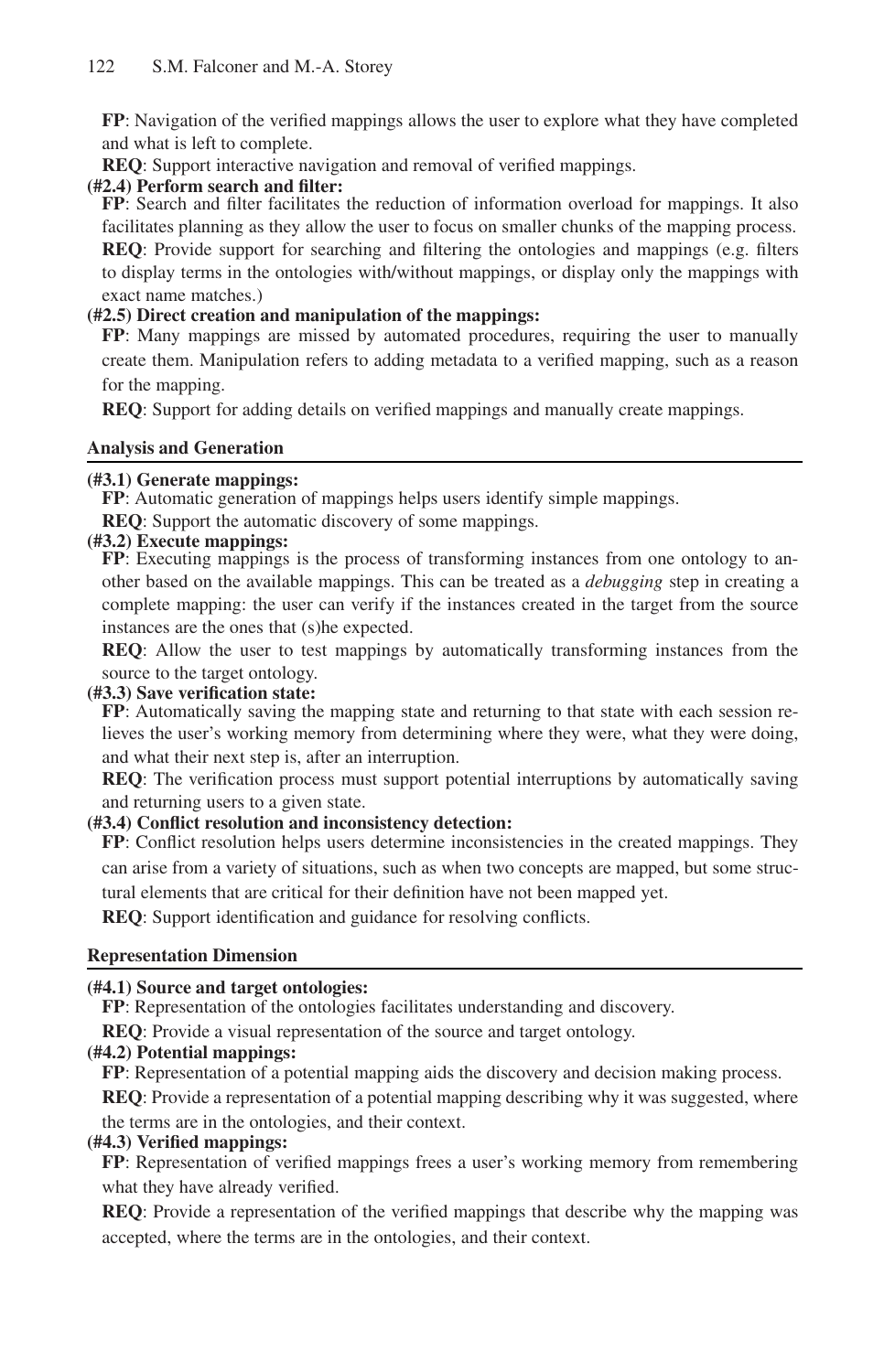**FP**: Navigation of the verified mappings allows the user to explore what they have completed and what is left to complete.

**REQ**: Support interactive navigation and removal of verified mappings.

**(#2.4) Perform search and filter:**

**FP**: Search and filter facilitates the reduction of information overload for mappings. It also facilitates planning as they allow the user to focus on smaller chunks of the mapping process.

**REQ**: Provide support for searching and filtering the ontologies and mappings (e.g. filters to display terms in the ontologies with/without mappings, or display only the mappings with exact name matches.)

**(#2.5) Direct creation and manipulation of the mappings:**

**FP**: Many mappings are missed by automated procedures, requiring the user to manually create them. Manipulation refers to adding metadata to a verified mapping, such as a reason for the mapping.

**REQ**: Support for adding details on verified mappings and manually create mappings.

### Analysis and Generation

**(#3.1) Generate mappings:**

**FP**: Automatic generation of mappings helps users identify simple mappings.

**REQ**: Support the automatic discovery of some mappings.

**(#3.2) Execute mappings:**

**FP**: Executing mappings is the process of transforming instances from one ontology to another based on the available mappings. This can be treated as a *debugging* step in creating a complete mapping: the user can verify if the instances created in the target from the source instances are the ones that (s)he expected.

**REQ**: Allow the user to test mappings by automatically transforming instances from the source to the target ontology.

**(#3.3) Save verification state:**

**FP**: Automatically saving the mapping state and returning to that state with each session relieves the user's working memory from determining where they were, what they were doing, and what their next step is, after an interruption.

**REQ**: The verification process must support potential interruptions by automatically saving and returning users to a given state.

**(#3.4) Conflict resolution and inconsistency detection:**

**FP**: Conflict resolution helps users determine inconsistencies in the created mappings. They can arise from a variety of situations, such as when two concepts are mapped, but some structural elements that are critical for their definition have not been mapped yet.

**REQ**: Support identification and guidance for resolving conflicts.

### Representation Dimension

**(#4.1) Source and target ontologies:**

**FP**: Representation of the ontologies facilitates understanding and discovery.

**REQ**: Provide a visual representation of the source and target ontology.

**(#4.2) Potential mappings:**

**FP**: Representation of a potential mapping aids the discovery and decision making process.

**REQ**: Provide a representation of a potential mapping describing why it was suggested, where the terms are in the ontologies, and their context.

**(#4.3) Verified mappings:**

**FP**: Representation of verified mappings frees a user's working memory from remembering what they have already verified.

**REQ**: Provide a representation of the verified mappings that describe why the mapping was accepted, where the terms are in the ontologies, and their context.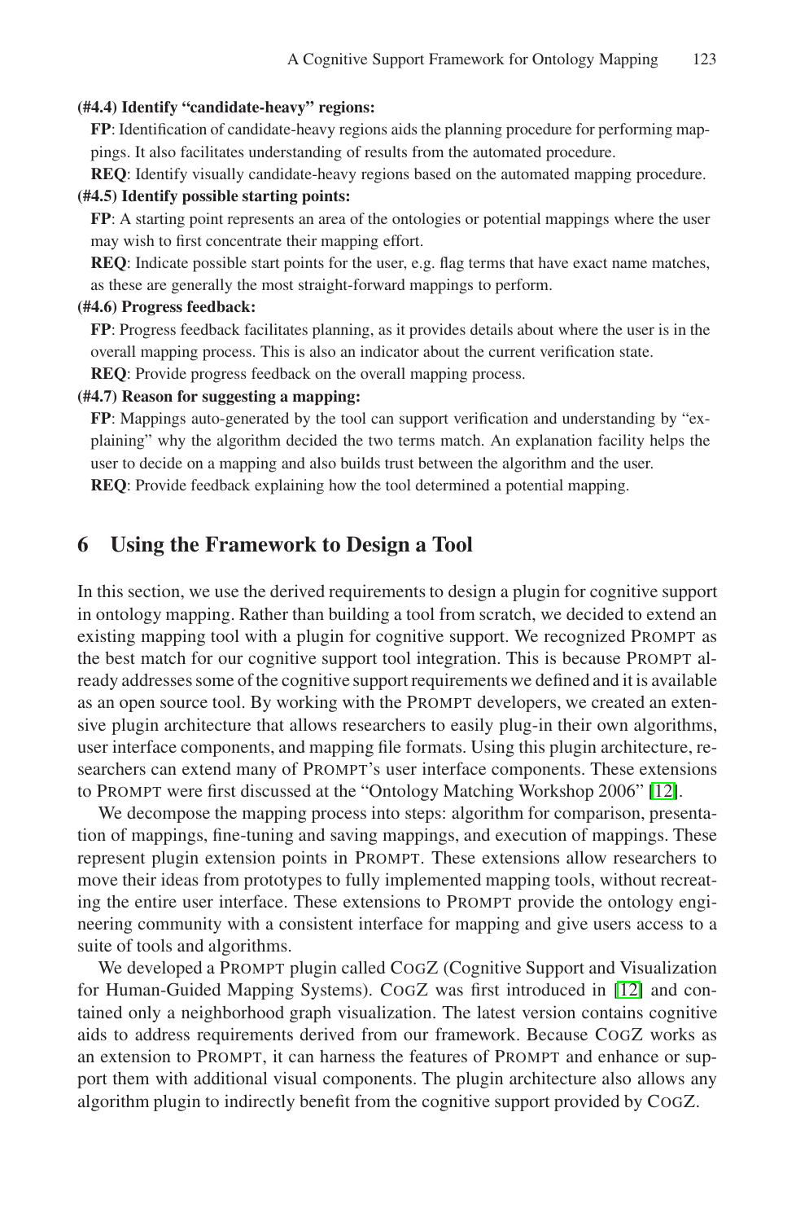**(#4.4) Identify "candidate-heavy" regions:**

**FP**: Identification of candidate-heavy regions aids the planning procedure for performing mappings. It also facilitates understanding of results from the automated procedure.

**REQ**: Identify visually candidate-heavy regions based on the automated mapping procedure.

**(#4.5) Identify possible starting points:**

**FP**: A starting point represents an area of the ontologies or potential mappings where the user may wish to first concentrate their mapping effort.

**REQ**: Indicate possible start points for the user, e.g. flag terms that have exact name matches, as these are generally the most straight-forward mappings to perform.

**(#4.6) Progress feedback:**

**FP**: Progress feedback facilitates planning, as it provides details about where the user is in the overall mapping process. This is also an indicator about the current verification state.

**REQ**: Provide progress feedback on the overall mapping process.

**(#4.7) Reason for suggesting a mapping:**

**FP**: Mappings auto-generated by the tool can support verification and understanding by "explaining" why the algorithm decided the two terms match. An explanation facility helps the user to decide on a mapping and also builds trust between the algorithm and the user.

**REQ**: Provide feedback explaining how the tool determined a potential mapping.

## 6 Using the Framework to Design a Tool

In this section, we use the derived requirements to design a plugin for cognitive support in ontology mapping. Rather than building a tool from scratch, we decided to extend an existing mapping tool with a plugin for cognitive support. We recognized PROMPT as the best match for our cognitive support tool integration. This is because PROMPT already addresses some of the cognitive support requirements we defined and it is available as an open source tool. By working with the PROMPT developers, we created an extensive plugin architecture that allows researchers to easily plug-in their own algorithms, user interface components, and mapping file formats. Using this plugin architecture, researchers can extend many of PROMPT's user interface components. These extensions to PROMPT were first discussed at the "Ontology Matching Workshop 2006" [12].

We decompose the mapping process into steps: algorithm for comparison, presentation of mappings, fine-tuning and saving mappings, and execution of mappings. These represent plugin extension points in PROMPT. These extensions allow researchers to move their ideas from prototypes to fully implemented mapping tools, without recreating the entire user interface. These extensions to PROMPT provide the ontology engineering community with a consistent interface for mapping and give users access to a suite of tools and algorithms.

We developed a PROMPT plugin called COGZ (Cognitive Support and Visualization for Human-Guided Mapping Systems). COGZ was first introduced in [12] and contained only a neighborhood graph visualization. The latest version contains cognitive aids to address requirements derived from our framework. Because COGZ works as an extension to PROMPT, it can harness the features of PROMPT and enhance or support them with additional visual components. The plugin architecture also allows any algorithm plugin to indirectly benefit from the cognitive support provided by COGZ.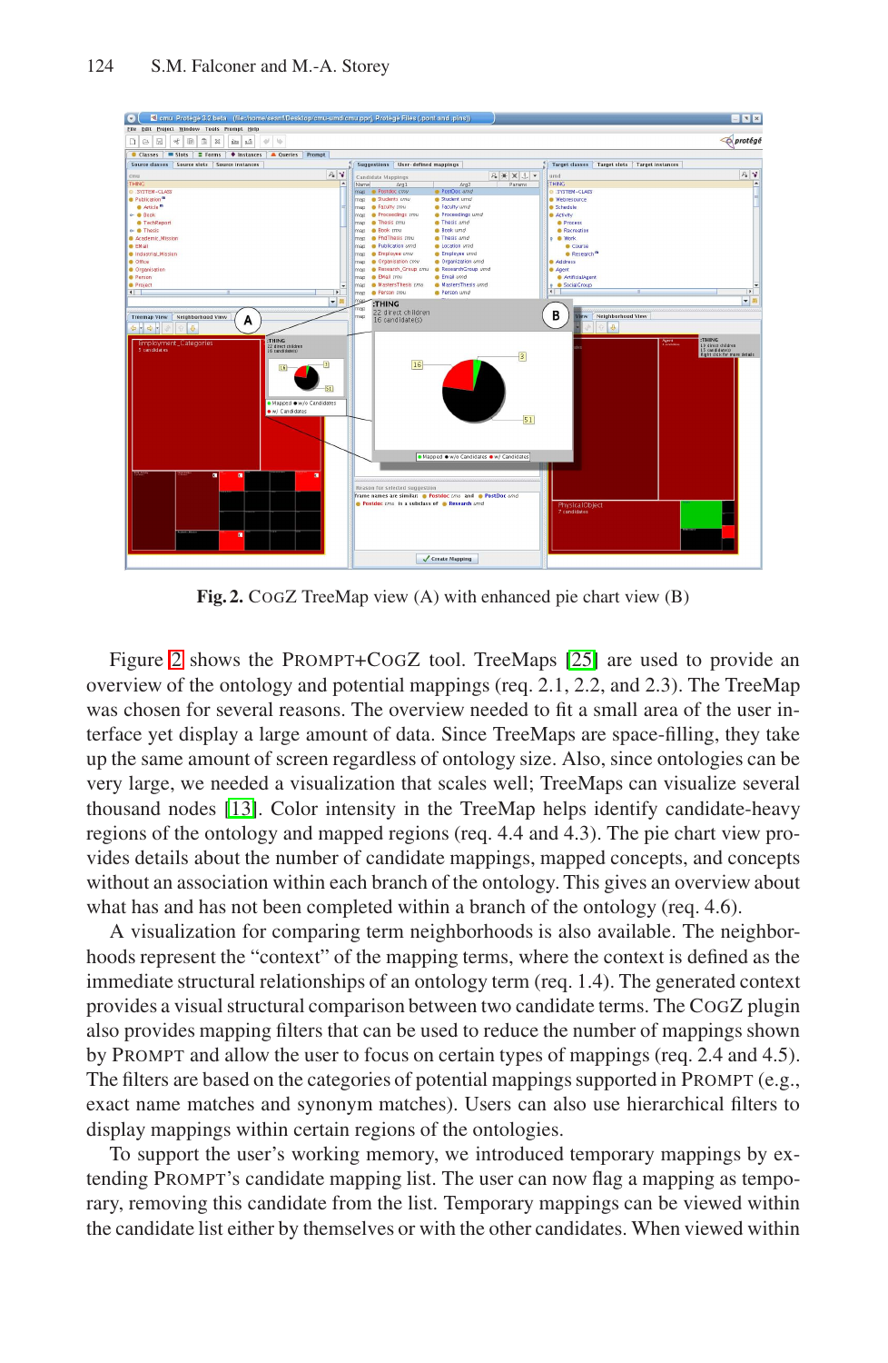**Fig. 2.** CogZ TreeMap view (A) with enhanced pie chart view (B)

Figure 2 shows the Prompt+CogZ tool. TreeMaps [25] are used to provide an overview of the ontology and potential mappings (req. 2.1, 2.2, and 2.3). The TreeMap was chosen for several reasons. The overview needed to fit a small area of the user interface yet display a large amount of data. Since TreeMaps are space-filling, they take up the same amount of screen regardless of ontology size. Also, since ontologies can be very large, we needed a visualization that scales well; TreeMaps can visualize several thousand nodes [13]. Color intensity in the TreeMap helps identify candidate-heavy regions of the ontology and mapped regions (req. 4.4 and 4.3). The pie chart view provides details about the number of candidate mappings, mapped concepts, and concepts without an association within each branch of the ontology. This gives an overview about what has and has not been completed within a branch of the ontology (req. 4.6).

A visualization for comparing term neighborhoods is also available. The neighborhoods represent the "context" of the mapping terms, where the context is defined as the immediate structural relationships of an ontology term (req. 1.4). The generated context provides a visual structural comparison between two candidate terms. The CogZ plugin also provides mapping filters that can be used to reduce the number of mappings shown by Prompt and allow the user to focus on certain types of mappings (req. 2.4 and 4.5). The filters are based on the categories of potential mappings supported in Prompt (e.g., exact name matches and synonym matches). Users can also use hierarchical filters to display mappings within certain regions of the ontologies.

To support the user's working memory, we introduced temporary mappings by extending Prompt's candidate mapping list. The user can now flag a mapping as temporary, removing this candidate from the list. Temporary mappings can be viewed within the candidate list either by themselves or with the other candidates. When viewed within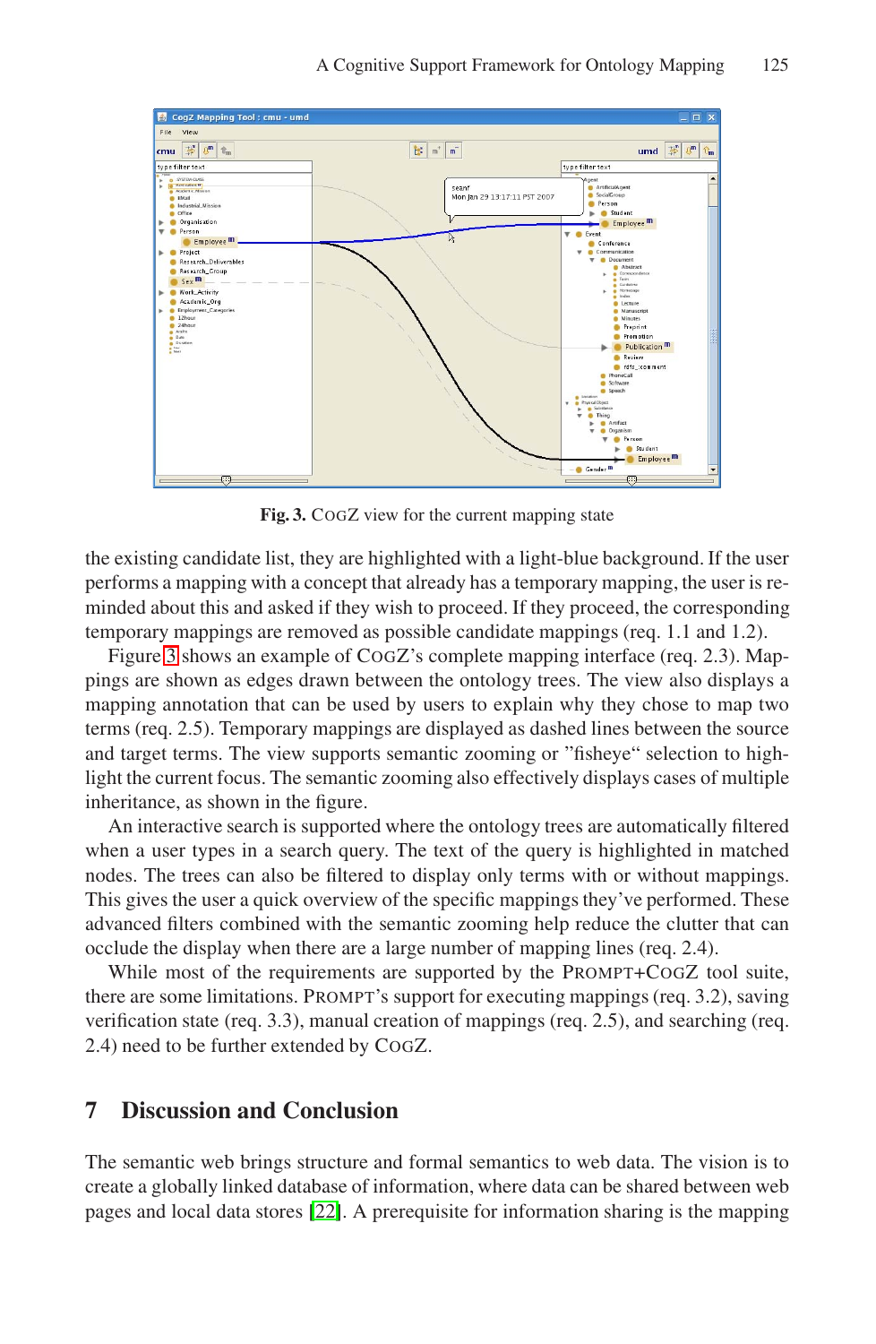Fig. 3. CogZ view for the current mapping state

the existing candidate list, they are highlighted with a light-blue background. If the user performs a mapping with a concept that already has a temporary mapping, the user is reminded about this and asked if they wish to proceed. If they proceed, the corresponding temporary mappings are removed as possible candidate mappings (req. 1.1 and 1.2).

Figure 3 shows an example of CogZ's complete mapping interface (req. 2.3). Mappings are shown as edges drawn between the ontology trees. The view also displays a mapping annotation that can be used by users to explain why they chose to map two terms (req. 2.5). Temporary mappings are displayed as dashed lines between the source and target terms. The view supports semantic zooming or "fisheye" selection to highlight the current focus. The semantic zooming also effectively displays cases of multiple inheritance, as shown in the figure.

An interactive search is supported where the ontology trees are automatically filtered when a user types in a search query. The text of the query is highlighted in matched nodes. The trees can also be filtered to display only terms with or without mappings. This gives the user a quick overview of the specific mappings they've performed. These advanced filters combined with the semantic zooming help reduce the clutter that can occlude the display when there are a large number of mapping lines (req. 2.4).

While most of the requirements are supported by the Prompt+CogZ tool suite, there are some limitations. Prompt's support for executing mappings (req. 3.2), saving verification state (req. 3.3), manual creation of mappings (req. 2.5), and searching (req. 2.4) need to be further extended by CogZ.

## 7 Discussion and Conclusion

The semantic web brings structure and formal semantics to web data. The vision is to create a globally linked database of information, where data can be shared between web pages and local data stores [22]. A prerequisite for information sharing is the mapping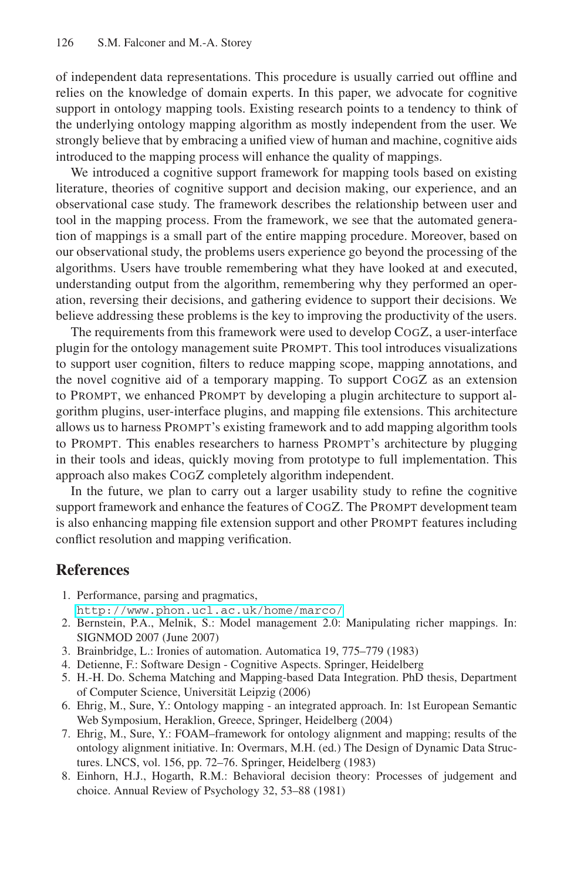of independent data representations. This procedure is usually carried out offline and relies on the knowledge of domain experts. In this paper, we advocate for cognitive support in ontology mapping tools. Existing research points to a tendency to think of the underlying ontology mapping algorithm as mostly independent from the user. We strongly believe that by embracing a unified view of human and machine, cognitive aids introduced to the mapping process will enhance the quality of mappings.

We introduced a cognitive support framework for mapping tools based on existing literature, theories of cognitive support and decision making, our experience, and an observational case study. The framework describes the relationship between user and tool in the mapping process. From the framework, we see that the automated generation of mappings is a small part of the entire mapping procedure. Moreover, based on our observational study, the problems users experience go beyond the processing of the algorithms. Users have trouble remembering what they have looked at and executed, understanding output from the algorithm, remembering why they performed an operation, reversing their decisions, and gathering evidence to support their decisions. We believe addressing these problems is the key to improving the productivity of the users.

The requirements from this framework were used to develop CogZ, a user-interface plugin for the ontology management suite Prompt. This tool introduces visualizations to support user cognition, filters to reduce mapping scope, mapping annotations, and the novel cognitive aid of a temporary mapping. To support CogZ as an extension to Prompt, we enhanced Prompt by developing a plugin architecture to support algorithm plugins, user-interface plugins, and mapping file extensions. This architecture allows us to harness Prompt's existing framework and to add mapping algorithm tools to Prompt. This enables researchers to harness Prompt's architecture by plugging in their tools and ideas, quickly moving from prototype to full implementation. This approach also makes CogZ completely algorithm independent.

In the future, we plan to carry out a larger usability study to refine the cognitive support framework and enhance the features of CogZ. The Prompt development team is also enhancing mapping file extension support and other Prompt features including conflict resolution and mapping verification.

## References

1. Performance, parsing and pragmatics, http://www.phon.ucl.ac.uk/home/marco/
2. Bernstein, P.A., Melnik, S.: Model management 2.0: Manipulating richer mappings. In: SIGNMOD 2007 (June 2007)
3. Brainbridge, L.: Ironies of automation. Automatica 19, 775–779 (1983)
4. Detienne, F.: Software Design - Cognitive Aspects. Springer, Heidelberg
5. H.-H. Do. Schema Matching and Mapping-based Data Integration. PhD thesis, Department of Computer Science, Universität Leipzig (2006)
6. Ehrig, M., Sure, Y.: Ontology mapping - an integrated approach. In: 1st European Semantic Web Symposium, Heraklion, Greece, Springer, Heidelberg (2004)
7. Ehrig, M., Sure, Y.: FOAM–framework for ontology alignment and mapping; results of the ontology alignment initiative. In: Overmars, M.H. (ed.) The Design of Dynamic Data Structures. LNCS, vol. 156, pp. 72–76. Springer, Heidelberg (1983)
8. Einhorn, H.J., Hogarth, R.M.: Behavioral decision theory: Processes of judgement and choice. Annual Review of Psychology 32, 53–88 (1981)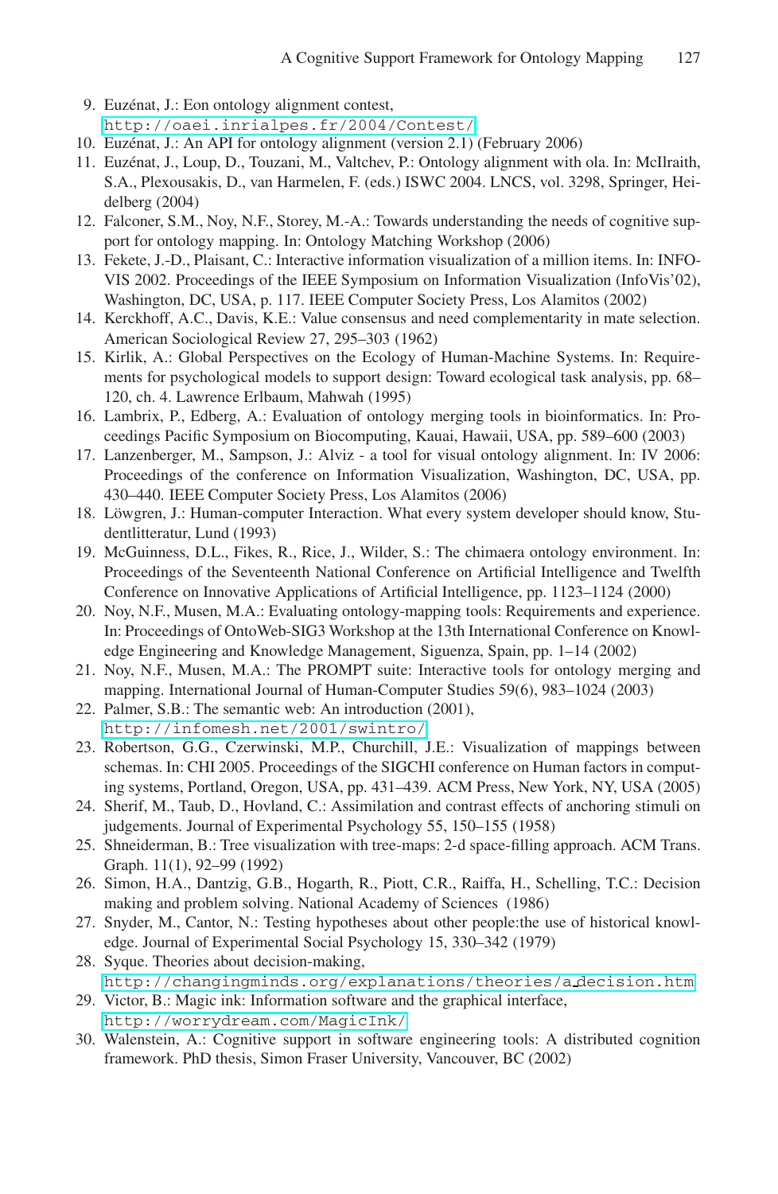9. Euzénat, J.: Eon ontology alignment contest, http://oaei.inrialpes.fr/2004/Contest/
10. Euzénat, J.: An API for ontology alignment (version 2.1) (February 2006)
11. Euzénat, J., Loup, D., Touzani, M., Valtchev, P.: Ontology alignment with ola. In: McIlraith, S.A., Plexousakis, D., van Harmelen, F. (eds.) ISWC 2004. LNCS, vol. 3298, Springer, Heidelberg (2004)
12. Falconer, S.M., Noy, N.F., Storey, M.-A.: Towards understanding the needs of cognitive support for ontology mapping. In: Ontology Matching Workshop (2006)
13. Fekete, J.-D., Plaisant, C.: Interactive information visualization of a million items. In: INFOVIS 2002. Proceedings of the IEEE Symposium on Information Visualization (InfoVis'02), Washington, DC, USA, p. 117. IEEE Computer Society Press, Los Alamitos (2002)
14. Kerckhoff, A.C., Davis, K.E.: Value consensus and need complementarity in mate selection. American Sociological Review 27, 295–303 (1962)
15. Kirlik, A.: Global Perspectives on the Ecology of Human-Machine Systems. In: Requirements for psychological models to support design: Toward ecological task analysis, pp. 68–120, ch. 4. Lawrence Erlbaum, Mahwah (1995)
16. Lambrix, P., Edberg, A.: Evaluation of ontology merging tools in bioinformatics. In: Proceedings Pacific Symposium on Biocomputing, Kauai, Hawaii, USA, pp. 589–600 (2003)
17. Lanzenberger, M., Sampson, J.: Alviz - a tool for visual ontology alignment. In: IV 2006: Proceedings of the conference on Information Visualization, Washington, DC, USA, pp. 430–440. IEEE Computer Society Press, Los Alamitos (2006)
18. Löwgren, J.: Human-computer Interaction. What every system developer should know, Studentlitteratur, Lund (1993)
19. McGuinness, D.L., Fikes, R., Rice, J., Wilder, S.: The chimaera ontology environment. In: Proceedings of the Seventeenth National Conference on Artificial Intelligence and Twelfth Conference on Innovative Applications of Artificial Intelligence, pp. 1123–1124 (2000)
20. Noy, N.F., Musen, M.A.: Evaluating ontology-mapping tools: Requirements and experience. In: Proceedings of OntoWeb-SIG3 Workshop at the 13th International Conference on Knowledge Engineering and Knowledge Management, Siguenza, Spain, pp. 1–14 (2002)
21. Noy, N.F., Musen, M.A.: The PROMPT suite: Interactive tools for ontology merging and mapping. International Journal of Human-Computer Studies 59(6), 983–1024 (2003)
22. Palmer, S.B.: The semantic web: An introduction (2001), http://infomesh.net/2001/swintro/
23. Robertson, G.G., Czerwinski, M.P., Churchill, J.E.: Visualization of mappings between schemas. In: CHI 2005. Proceedings of the SIGCHI conference on Human factors in computing systems, Portland, Oregon, USA, pp. 431–439. ACM Press, New York, NY, USA (2005)
24. Sherif, M., Taub, D., Hovland, C.: Assimilation and contrast effects of anchoring stimuli on judgements. Journal of Experimental Psychology 55, 150–155 (1958)
25. Shneiderman, B.: Tree visualization with tree-maps: 2-d space-filling approach. ACM Trans. Graph. 11(1), 92–99 (1992)
26. Simon, H.A., Dantzig, G.B., Hogarth, R., Piott, C.R., Raiffa, H., Schelling, T.C.: Decision making and problem solving. National Academy of Sciences (1986)
27. Snyder, M., Cantor, N.: Testing hypotheses about other people:the use of historical knowledge. Journal of Experimental Social Psychology 15, 330–342 (1979)
28. Syque. Theories about decision-making, http://changingminds.org/explanations/theories/a_decision.htm
29. Victor, B.: Magic ink: Information software and the graphical interface, http://worrydream.com/MagicInk/
30. Walenstein, A.: Cognitive support in software engineering tools: A distributed cognition framework. PhD thesis, Simon Fraser University, Vancouver, BC (2002)